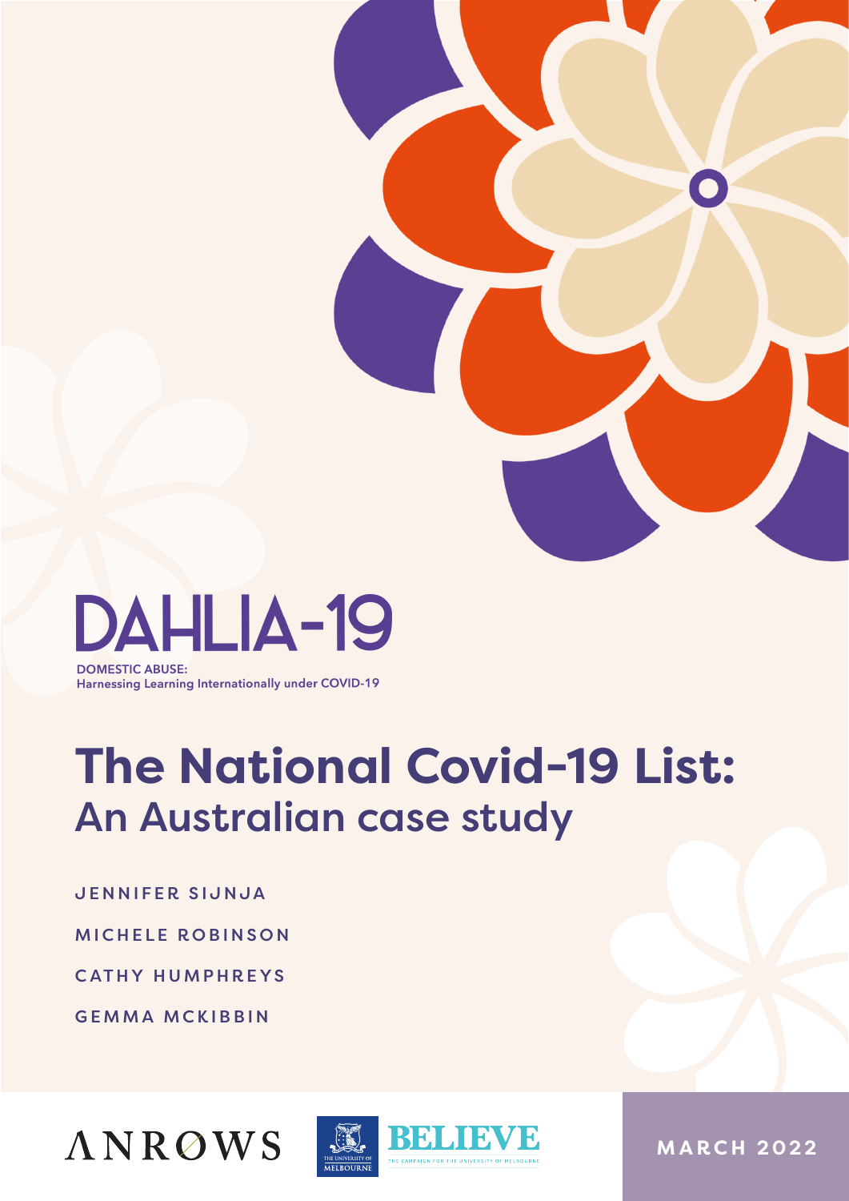DAHLIA-19

DOMESTIC ABUSE:
Harnessing Learning Internationally under COVID-19

# The National Covid-19 List:
## An Australian case study

JENNIFER SIJNJA

MICHELE ROBINSON

CATHY HUMPHREYS

GEMMA MCKIBBIN

ANROWS

THE UNIVERSITY OF MELBOURNE

BELIEVE
THE CAMPAIGN FOR THE UNIVERSITY OF MELBOURNE

MARCH 2022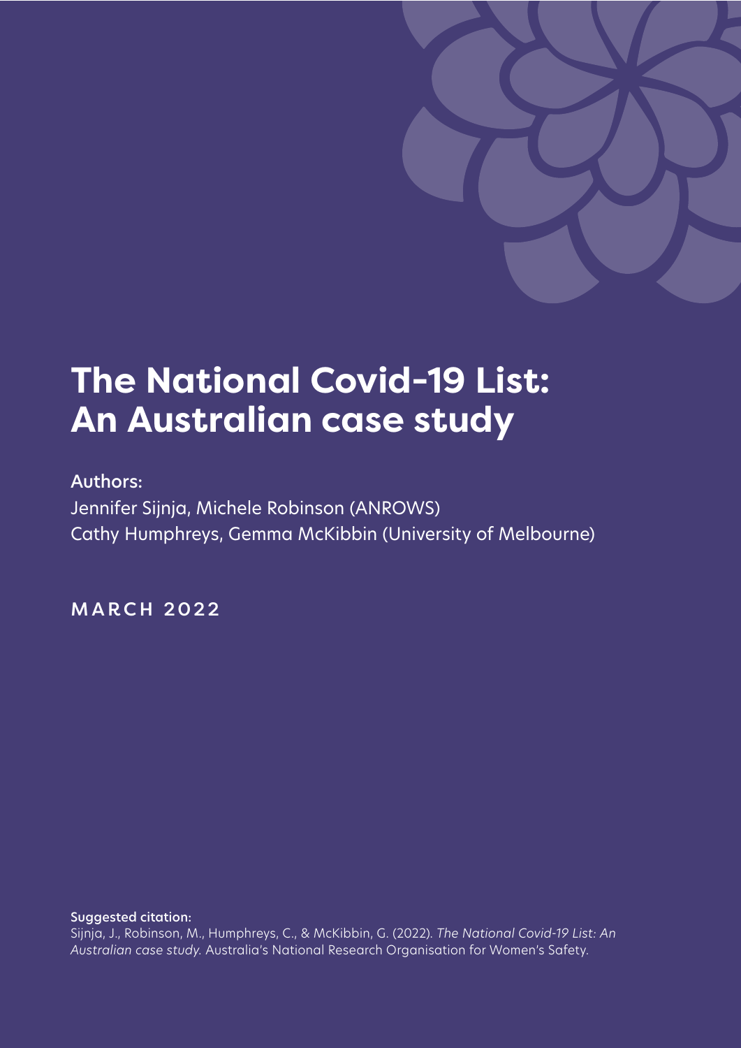# The National Covid-19 List: An Australian case study

Authors:

Jennifer Sijnja, Michele Robinson (ANROWS)

Cathy Humphreys, Gemma McKibbin (University of Melbourne)

MARCH 2022

**Suggested citation:**

Sijnja, J., Robinson, M., Humphreys, C., & McKibbin, G. (2022). *The National Covid-19 List: An Australian case study.* Australia's National Research Organisation for Women's Safety.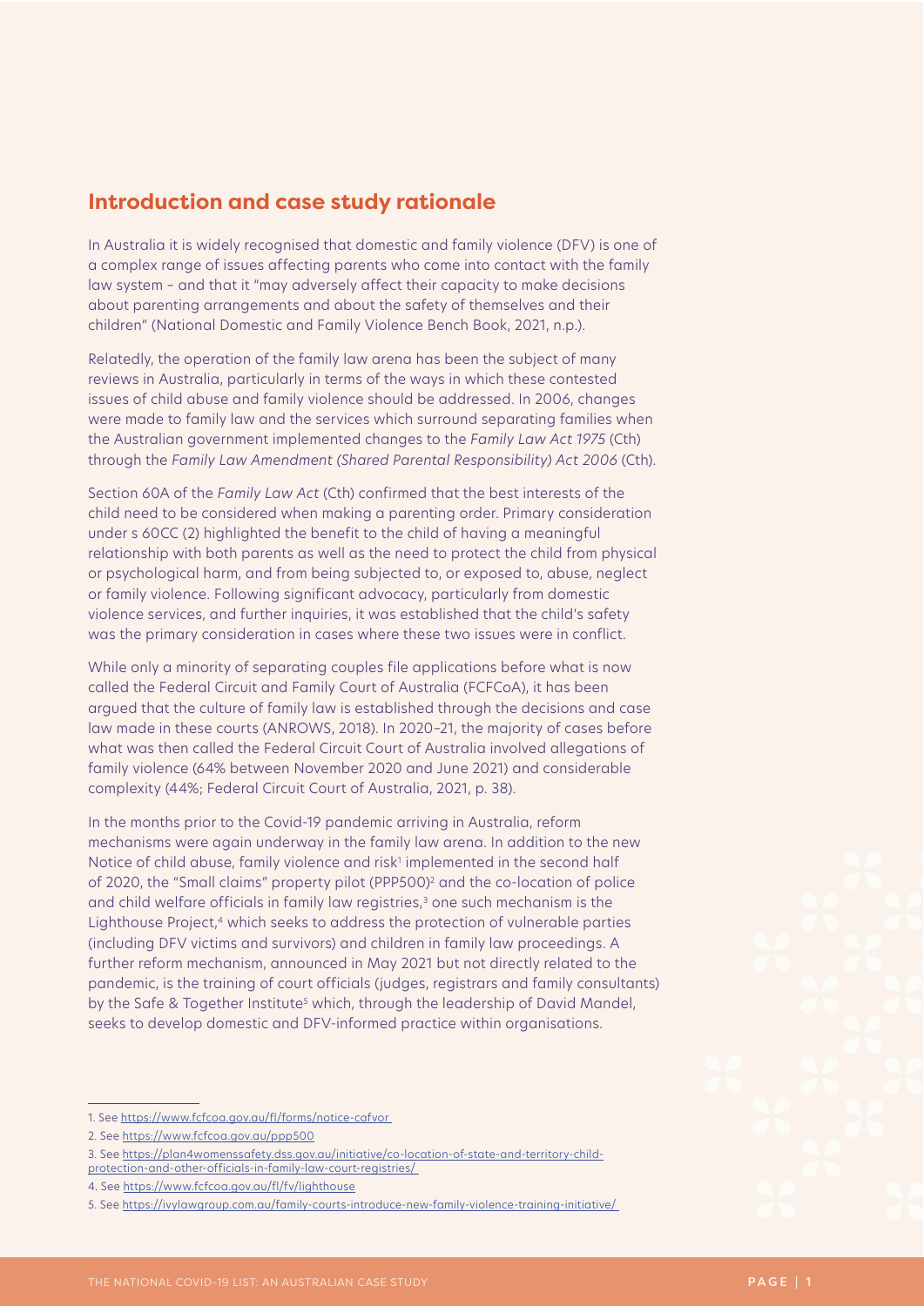## Introduction and case study rationale

In Australia it is widely recognised that domestic and family violence (DFV) is one of a complex range of issues affecting parents who come into contact with the family law system – and that it "may adversely affect their capacity to make decisions about parenting arrangements and about the safety of themselves and their children" (National Domestic and Family Violence Bench Book, 2021, n.p.).

Relatedly, the operation of the family law arena has been the subject of many reviews in Australia, particularly in terms of the ways in which these contested issues of child abuse and family violence should be addressed. In 2006, changes were made to family law and the services which surround separating families when the Australian government implemented changes to the *Family Law Act 1975* (Cth) through the *Family Law Amendment (Shared Parental Responsibility) Act 2006* (Cth).

Section 60A of the *Family Law Act* (Cth) confirmed that the best interests of the child need to be considered when making a parenting order. Primary consideration under s 60CC (2) highlighted the benefit to the child of having a meaningful relationship with both parents as well as the need to protect the child from physical or psychological harm, and from being subjected to, or exposed to, abuse, neglect or family violence. Following significant advocacy, particularly from domestic violence services, and further inquiries, it was established that the child's safety was the primary consideration in cases where these two issues were in conflict.

While only a minority of separating couples file applications before what is now called the Federal Circuit and Family Court of Australia (FCFCoA), it has been argued that the culture of family law is established through the decisions and case law made in these courts (ANROWS, 2018). In 2020–21, the majority of cases before what was then called the Federal Circuit Court of Australia involved allegations of family violence (64% between November 2020 and June 2021) and considerable complexity (44%; Federal Circuit Court of Australia, 2021, p. 38).

In the months prior to the Covid-19 pandemic arriving in Australia, reform mechanisms were again underway in the family law arena. In addition to the new Notice of child abuse, family violence and risk[1] implemented in the second half of 2020, the "Small claims" property pilot (PPP500)[2] and the co-location of police and child welfare officials in family law registries,[3] one such mechanism is the Lighthouse Project,[4] which seeks to address the protection of vulnerable parties (including DFV victims and survivors) and children in family law proceedings. A further reform mechanism, announced in May 2021 but not directly related to the pandemic, is the training of court officials (judges, registrars and family consultants) by the Safe & Together Institute[5] which, through the leadership of David Mandel, seeks to develop domestic and DFV-informed practice within organisations.

---

1. See https://www.fcfcoa.gov.au/fl/forms/notice-cafvor
2. See https://www.fcfcoa.gov.au/ppp500
3. See https://plan4womenssafety.dss.gov.au/initiative/co-location-of-state-and-territory-child-protection-and-other-officials-in-family-law-court-registries/
4. See https://www.fcfcoa.gov.au/fl/fv/lighthouse
5. See https://ivylawgroup.com.au/family-courts-introduce-new-family-violence-training-initiative/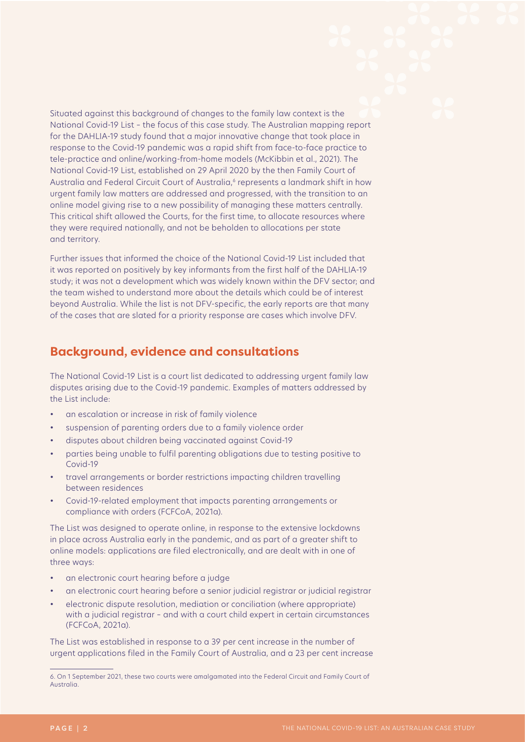Situated against this background of changes to the family law context is the National Covid-19 List – the focus of this case study. The Australian mapping report for the DAHLIA-19 study found that a major innovative change that took place in response to the Covid-19 pandemic was a rapid shift from face-to-face practice to tele-practice and online/working-from-home models (McKibbin et al., 2021). The National Covid-19 List, established on 29 April 2020 by the then Family Court of Australia and Federal Circuit Court of Australia,[6] represents a landmark shift in how urgent family law matters are addressed and progressed, with the transition to an online model giving rise to a new possibility of managing these matters centrally. This critical shift allowed the Courts, for the first time, to allocate resources where they were required nationally, and not be beholden to allocations per state and territory.

Further issues that informed the choice of the National Covid-19 List included that it was reported on positively by key informants from the first half of the DAHLIA-19 study; it was not a development which was widely known within the DFV sector; and the team wished to understand more about the details which could be of interest beyond Australia. While the list is not DFV-specific, the early reports are that many of the cases that are slated for a priority response are cases which involve DFV.

## Background, evidence and consultations

The National Covid-19 List is a court list dedicated to addressing urgent family law disputes arising due to the Covid-19 pandemic. Examples of matters addressed by the List include:

- an escalation or increase in risk of family violence
- suspension of parenting orders due to a family violence order
- disputes about children being vaccinated against Covid-19
- parties being unable to fulfil parenting obligations due to testing positive to Covid-19
- travel arrangements or border restrictions impacting children travelling between residences
- Covid-19-related employment that impacts parenting arrangements or compliance with orders (FCFCoA, 2021a).

The List was designed to operate online, in response to the extensive lockdowns in place across Australia early in the pandemic, and as part of a greater shift to online models: applications are filed electronically, and are dealt with in one of three ways:

- an electronic court hearing before a judge
- an electronic court hearing before a senior judicial registrar or judicial registrar
- electronic dispute resolution, mediation or conciliation (where appropriate) with a judicial registrar – and with a court child expert in certain circumstances (FCFCoA, 2021a).

The List was established in response to a 39 per cent increase in the number of urgent applications filed in the Family Court of Australia, and a 23 per cent increase

6. On 1 September 2021, these two courts were amalgamated into the Federal Circuit and Family Court of Australia.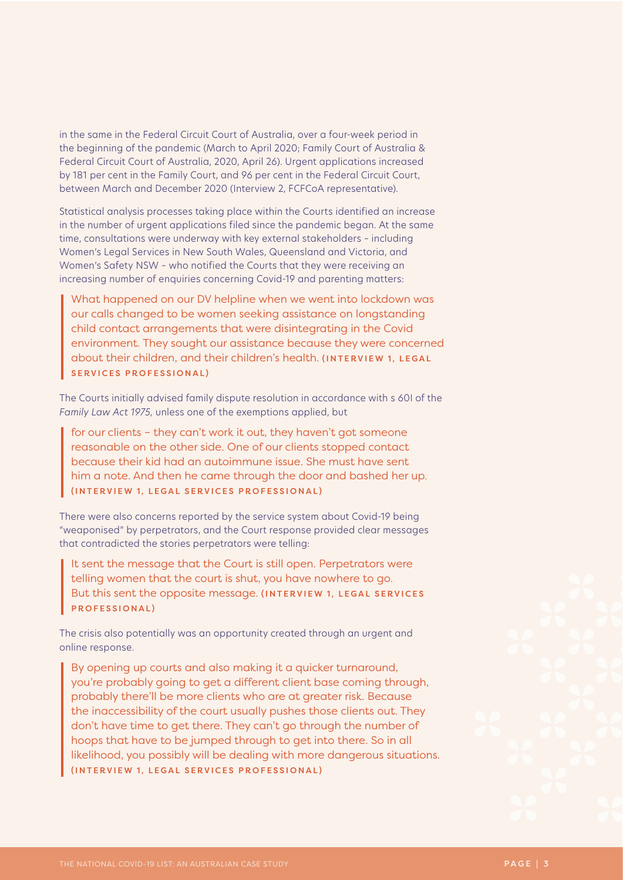in the same in the Federal Circuit Court of Australia, over a four-week period in the beginning of the pandemic (March to April 2020; Family Court of Australia & Federal Circuit Court of Australia, 2020, April 26). Urgent applications increased by 181 per cent in the Family Court, and 96 per cent in the Federal Circuit Court, between March and December 2020 (Interview 2, FCFCoA representative).

Statistical analysis processes taking place within the Courts identified an increase in the number of urgent applications filed since the pandemic began. At the same time, consultations were underway with key external stakeholders – including Women's Legal Services in New South Wales, Queensland and Victoria, and Women's Safety NSW – who notified the Courts that they were receiving an increasing number of enquiries concerning Covid-19 and parenting matters:

> What happened on our DV helpline when we went into lockdown was our calls changed to be women seeking assistance on longstanding child contact arrangements that were disintegrating in the Covid environment. They sought our assistance because they were concerned about their children, and their children's health. **(INTERVIEW 1, LEGAL SERVICES PROFESSIONAL)**

The Courts initially advised family dispute resolution in accordance with s 60I of the *Family Law Act 1975,* unless one of the exemptions applied, but

> for our clients – they can't work it out, they haven't got someone reasonable on the other side. One of our clients stopped contact because their kid had an autoimmune issue. She must have sent him a note. And then he came through the door and bashed her up. **(INTERVIEW 1, LEGAL SERVICES PROFESSIONAL)**

There were also concerns reported by the service system about Covid-19 being "weaponised" by perpetrators, and the Court response provided clear messages that contradicted the stories perpetrators were telling:

> It sent the message that the Court is still open. Perpetrators were telling women that the court is shut, you have nowhere to go. But this sent the opposite message. **(INTERVIEW 1, LEGAL SERVICES PROFESSIONAL)**

The crisis also potentially was an opportunity created through an urgent and online response.

> By opening up courts and also making it a quicker turnaround, you're probably going to get a different client base coming through, probably there'll be more clients who are at greater risk. Because the inaccessibility of the court usually pushes those clients out. They don't have time to get there. They can't go through the number of hoops that have to be jumped through to get into there. So in all likelihood, you possibly will be dealing with more dangerous situations. **(INTERVIEW 1, LEGAL SERVICES PROFESSIONAL)**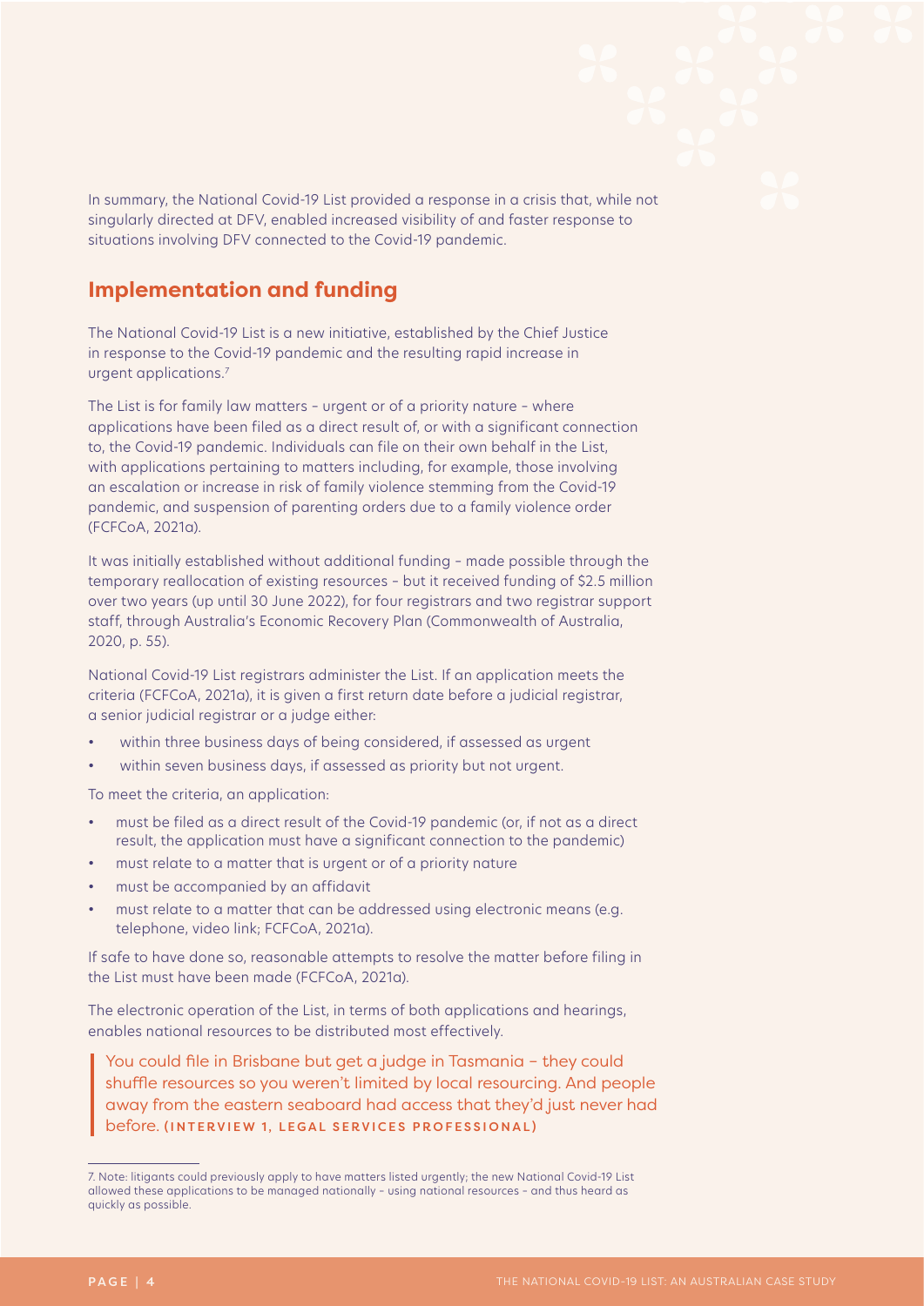In summary, the National Covid-19 List provided a response in a crisis that, while not singularly directed at DFV, enabled increased visibility of and faster response to situations involving DFV connected to the Covid-19 pandemic.

## Implementation and funding

The National Covid-19 List is a new initiative, established by the Chief Justice in response to the Covid-19 pandemic and the resulting rapid increase in urgent applications.[7]

The List is for family law matters – urgent or of a priority nature – where applications have been filed as a direct result of, or with a significant connection to, the Covid-19 pandemic. Individuals can file on their own behalf in the List, with applications pertaining to matters including, for example, those involving an escalation or increase in risk of family violence stemming from the Covid-19 pandemic, and suspension of parenting orders due to a family violence order (FCFCoA, 2021a).

It was initially established without additional funding – made possible through the temporary reallocation of existing resources – but it received funding of $2.5 million over two years (up until 30 June 2022), for four registrars and two registrar support staff, through Australia's Economic Recovery Plan (Commonwealth of Australia, 2020, p. 55).

National Covid-19 List registrars administer the List. If an application meets the criteria (FCFCoA, 2021a), it is given a first return date before a judicial registrar, a senior judicial registrar or a judge either:

- within three business days of being considered, if assessed as urgent
- within seven business days, if assessed as priority but not urgent.

To meet the criteria, an application:

- must be filed as a direct result of the Covid-19 pandemic (or, if not as a direct result, the application must have a significant connection to the pandemic)
- must relate to a matter that is urgent or of a priority nature
- must be accompanied by an affidavit
- must relate to a matter that can be addressed using electronic means (e.g. telephone, video link; FCFCoA, 2021a).

If safe to have done so, reasonable attempts to resolve the matter before filing in the List must have been made (FCFCoA, 2021a).

The electronic operation of the List, in terms of both applications and hearings, enables national resources to be distributed most effectively.

> You could file in Brisbane but get a judge in Tasmania – they could shuffle resources so you weren't limited by local resourcing. And people away from the eastern seaboard had access that they'd just never had before. **(INTERVIEW 1, LEGAL SERVICES PROFESSIONAL)**

---

7. Note: litigants could previously apply to have matters listed urgently; the new National Covid-19 List allowed these applications to be managed nationally – using national resources – and thus heard as quickly as possible.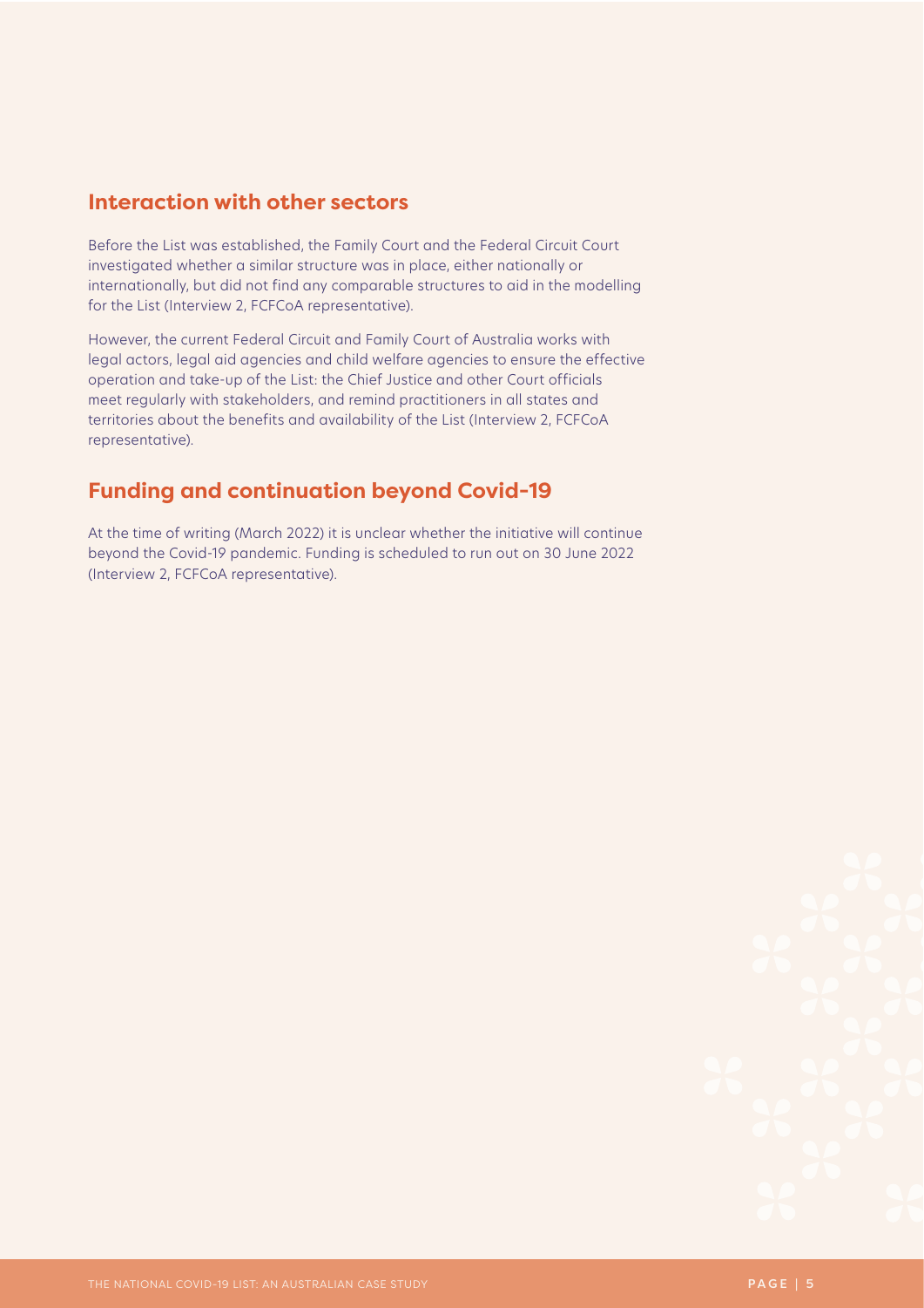## Interaction with other sectors

Before the List was established, the Family Court and the Federal Circuit Court investigated whether a similar structure was in place, either nationally or internationally, but did not find any comparable structures to aid in the modelling for the List (Interview 2, FCFCoA representative).

However, the current Federal Circuit and Family Court of Australia works with legal actors, legal aid agencies and child welfare agencies to ensure the effective operation and take-up of the List: the Chief Justice and other Court officials meet regularly with stakeholders, and remind practitioners in all states and territories about the benefits and availability of the List (Interview 2, FCFCoA representative).

## Funding and continuation beyond Covid-19

At the time of writing (March 2022) it is unclear whether the initiative will continue beyond the Covid-19 pandemic. Funding is scheduled to run out on 30 June 2022 (Interview 2, FCFCoA representative).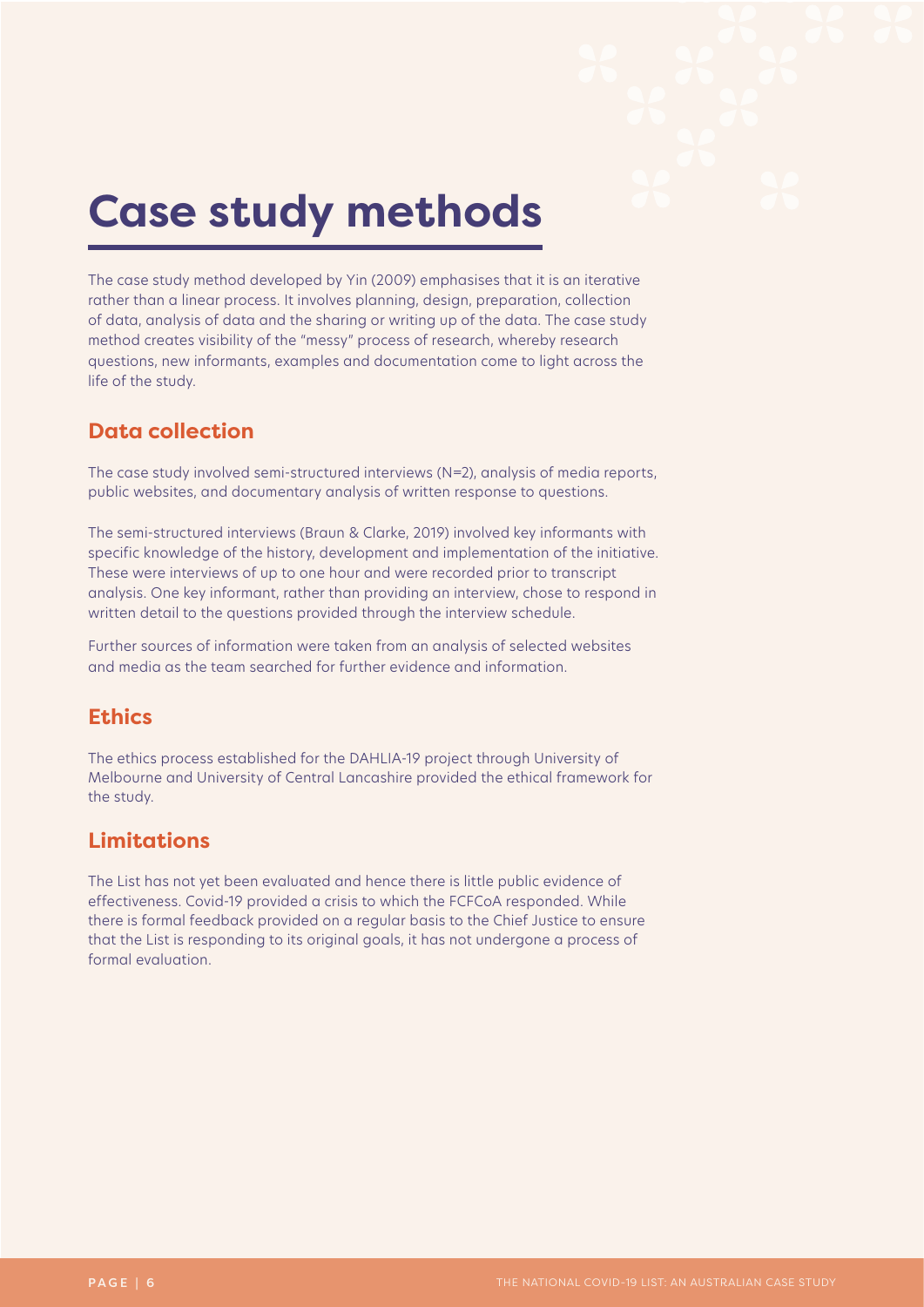# Case study methods

The case study method developed by Yin (2009) emphasises that it is an iterative rather than a linear process. It involves planning, design, preparation, collection of data, analysis of data and the sharing or writing up of the data. The case study method creates visibility of the "messy" process of research, whereby research questions, new informants, examples and documentation come to light across the life of the study.

## Data collection

The case study involved semi-structured interviews (N=2), analysis of media reports, public websites, and documentary analysis of written response to questions.

The semi-structured interviews (Braun & Clarke, 2019) involved key informants with specific knowledge of the history, development and implementation of the initiative. These were interviews of up to one hour and were recorded prior to transcript analysis. One key informant, rather than providing an interview, chose to respond in written detail to the questions provided through the interview schedule.

Further sources of information were taken from an analysis of selected websites and media as the team searched for further evidence and information.

## Ethics

The ethics process established for the DAHLIA-19 project through University of Melbourne and University of Central Lancashire provided the ethical framework for the study.

## Limitations

The List has not yet been evaluated and hence there is little public evidence of effectiveness. Covid-19 provided a crisis to which the FCFCoA responded. While there is formal feedback provided on a regular basis to the Chief Justice to ensure that the List is responding to its original goals, it has not undergone a process of formal evaluation.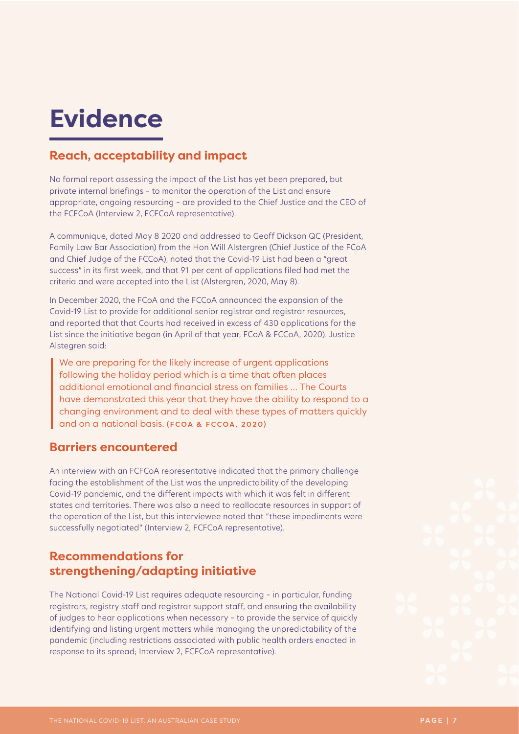# Evidence

## Reach, acceptability and impact

No formal report assessing the impact of the List has yet been prepared, but private internal briefings – to monitor the operation of the List and ensure appropriate, ongoing resourcing – are provided to the Chief Justice and the CEO of the FCFCoA (Interview 2, FCFCoA representative).

A communique, dated May 8 2020 and addressed to Geoff Dickson QC (President, Family Law Bar Association) from the Hon Will Alstergren (Chief Justice of the FCoA and Chief Judge of the FCCoA), noted that the Covid-19 List had been a "great success" in its first week, and that 91 per cent of applications filed had met the criteria and were accepted into the List (Alstergren, 2020, May 8).

In December 2020, the FCoA and the FCCoA announced the expansion of the Covid-19 List to provide for additional senior registrar and registrar resources, and reported that that Courts had received in excess of 430 applications for the List since the initiative began (in April of that year; FCoA & FCCoA, 2020). Justice Alstegren said:

> We are preparing for the likely increase of urgent applications following the holiday period which is a time that often places additional emotional and financial stress on families … The Courts have demonstrated this year that they have the ability to respond to a changing environment and to deal with these types of matters quickly and on a national basis. (FCOA & FCCOA, 2020)

## Barriers encountered

An interview with an FCFCoA representative indicated that the primary challenge facing the establishment of the List was the unpredictability of the developing Covid-19 pandemic, and the different impacts with which it was felt in different states and territories. There was also a need to reallocate resources in support of the operation of the List, but this interviewee noted that "these impediments were successfully negotiated" (Interview 2, FCFCoA representative).

## Recommendations for strengthening/adapting initiative

The National Covid-19 List requires adequate resourcing – in particular, funding registrars, registry staff and registrar support staff, and ensuring the availability of judges to hear applications when necessary – to provide the service of quickly identifying and listing urgent matters while managing the unpredictability of the pandemic (including restrictions associated with public health orders enacted in response to its spread; Interview 2, FCFCoA representative).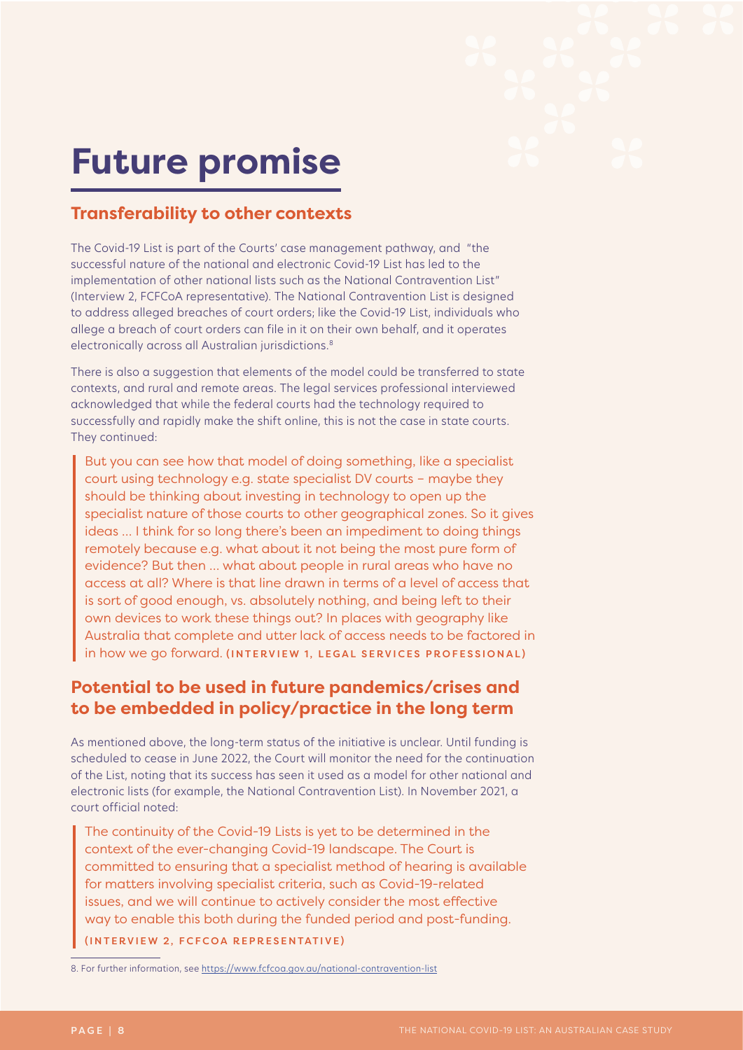# Future promise

## Transferability to other contexts

The Covid-19 List is part of the Courts' case management pathway, and "the successful nature of the national and electronic Covid-19 List has led to the implementation of other national lists such as the National Contravention List" (Interview 2, FCFCoA representative). The National Contravention List is designed to address alleged breaches of court orders; like the Covid-19 List, individuals who allege a breach of court orders can file in it on their own behalf, and it operates electronically across all Australian jurisdictions.[8]

There is also a suggestion that elements of the model could be transferred to state contexts, and rural and remote areas. The legal services professional interviewed acknowledged that while the federal courts had the technology required to successfully and rapidly make the shift online, this is not the case in state courts. They continued:

> But you can see how that model of doing something, like a specialist court using technology e.g. state specialist DV courts – maybe they should be thinking about investing in technology to open up the specialist nature of those courts to other geographical zones. So it gives ideas … I think for so long there's been an impediment to doing things remotely because e.g. what about it not being the most pure form of evidence? But then … what about people in rural areas who have no access at all? Where is that line drawn in terms of a level of access that is sort of good enough, vs. absolutely nothing, and being left to their own devices to work these things out? In places with geography like Australia that complete and utter lack of access needs to be factored in in how we go forward. **(INTERVIEW 1, LEGAL SERVICES PROFESSIONAL)**

## Potential to be used in future pandemics/crises and to be embedded in policy/practice in the long term

As mentioned above, the long-term status of the initiative is unclear. Until funding is scheduled to cease in June 2022, the Court will monitor the need for the continuation of the List, noting that its success has seen it used as a model for other national and electronic lists (for example, the National Contravention List). In November 2021, a court official noted:

> The continuity of the Covid-19 Lists is yet to be determined in the context of the ever-changing Covid-19 landscape. The Court is committed to ensuring that a specialist method of hearing is available for matters involving specialist criteria, such as Covid-19-related issues, and we will continue to actively consider the most effective way to enable this both during the funded period and post-funding.
>
> **(INTERVIEW 2, FCFCOA REPRESENTATIVE)**

8. For further information, see https://www.fcfcoa.gov.au/national-contravention-list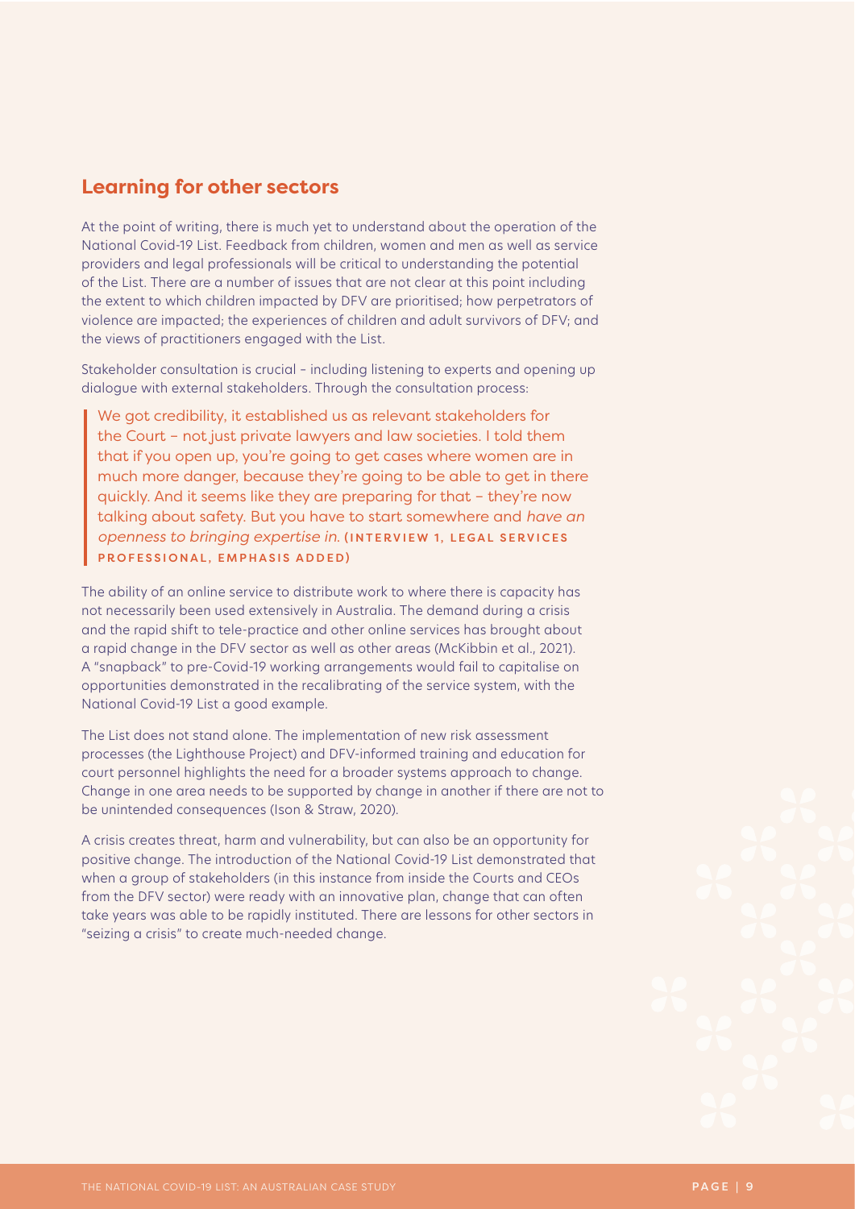## Learning for other sectors

At the point of writing, there is much yet to understand about the operation of the National Covid-19 List. Feedback from children, women and men as well as service providers and legal professionals will be critical to understanding the potential of the List. There are a number of issues that are not clear at this point including the extent to which children impacted by DFV are prioritised; how perpetrators of violence are impacted; the experiences of children and adult survivors of DFV; and the views of practitioners engaged with the List.

Stakeholder consultation is crucial – including listening to experts and opening up dialogue with external stakeholders. Through the consultation process:

> We got credibility, it established us as relevant stakeholders for the Court – not just private lawyers and law societies. I told them that if you open up, you're going to get cases where women are in much more danger, because they're going to be able to get in there quickly. And it seems like they are preparing for that – they're now talking about safety. But you have to start somewhere and *have an openness to bringing expertise in.* **(INTERVIEW 1, LEGAL SERVICES PROFESSIONAL, EMPHASIS ADDED)**

The ability of an online service to distribute work to where there is capacity has not necessarily been used extensively in Australia. The demand during a crisis and the rapid shift to tele-practice and other online services has brought about a rapid change in the DFV sector as well as other areas (McKibbin et al., 2021). A "snapback" to pre-Covid-19 working arrangements would fail to capitalise on opportunities demonstrated in the recalibrating of the service system, with the National Covid-19 List a good example.

The List does not stand alone. The implementation of new risk assessment processes (the Lighthouse Project) and DFV-informed training and education for court personnel highlights the need for a broader systems approach to change. Change in one area needs to be supported by change in another if there are not to be unintended consequences (Ison & Straw, 2020).

A crisis creates threat, harm and vulnerability, but can also be an opportunity for positive change. The introduction of the National Covid-19 List demonstrated that when a group of stakeholders (in this instance from inside the Courts and CEOs from the DFV sector) were ready with an innovative plan, change that can often take years was able to be rapidly instituted. There are lessons for other sectors in "seizing a crisis" to create much-needed change.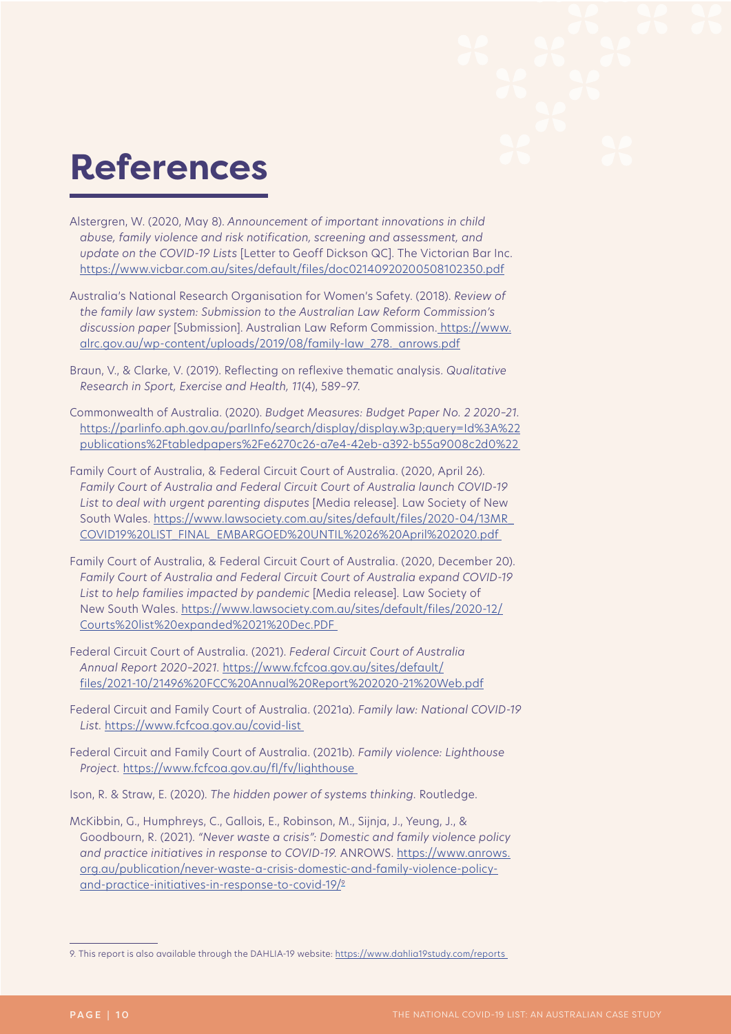# References

Alstergren, W. (2020, May 8). *Announcement of important innovations in child abuse, family violence and risk notification, screening and assessment, and update on the COVID-19 Lists* [Letter to Geoff Dickson QC]. The Victorian Bar Inc. https://www.vicbar.com.au/sites/default/files/doc02140920200508102350.pdf

Australia's National Research Organisation for Women's Safety. (2018). *Review of the family law system: Submission to the Australian Law Reform Commission's discussion paper* [Submission]. Australian Law Reform Commission. https://www.alrc.gov.au/wp-content/uploads/2019/08/family-law_278._anrows.pdf

Braun, V., & Clarke, V. (2019). Reflecting on reflexive thematic analysis. *Qualitative Research in Sport, Exercise and Health, 11*(4), 589–97.

Commonwealth of Australia. (2020). *Budget Measures: Budget Paper No. 2 2020–21*. https://parlinfo.aph.gov.au/parlInfo/search/display/display.w3p;query=Id%3A%22publications%2Ftabledpapers%2Fe6270c26-a7e4-42eb-a392-b55a9008c2d0%22

Family Court of Australia, & Federal Circuit Court of Australia. (2020, April 26). *Family Court of Australia and Federal Circuit Court of Australia launch COVID-19 List to deal with urgent parenting disputes* [Media release]. Law Society of New South Wales. https://www.lawsociety.com.au/sites/default/files/2020-04/13MR_COVID19%20LIST_FINAL_EMBARGOED%20UNTIL%2026%20April%202020.pdf

Family Court of Australia, & Federal Circuit Court of Australia. (2020, December 20). *Family Court of Australia and Federal Circuit Court of Australia expand COVID-19 List to help families impacted by pandemic* [Media release]. Law Society of New South Wales. https://www.lawsociety.com.au/sites/default/files/2020-12/Courts%20list%20expanded%2021%20Dec.PDF

Federal Circuit Court of Australia. (2021). *Federal Circuit Court of Australia Annual Report 2020–2021*. https://www.fcfcoa.gov.au/sites/default/files/2021-10/21496%20FCC%20Annual%20Report%202020-21%20Web.pdf

Federal Circuit and Family Court of Australia. (2021a). *Family law: National COVID-19 List*. https://www.fcfcoa.gov.au/covid-list

Federal Circuit and Family Court of Australia. (2021b). *Family violence: Lighthouse Project*. https://www.fcfcoa.gov.au/fl/fv/lighthouse

Ison, R. & Straw, E. (2020). *The hidden power of systems thinking*. Routledge.

McKibbin, G., Humphreys, C., Gallois, E., Robinson, M., Sijnja, J., Yeung, J., & Goodbourn, R. (2021). *"Never waste a crisis": Domestic and family violence policy and practice initiatives in response to COVID-19*. ANROWS. https://www.anrows.org.au/publication/never-waste-a-crisis-domestic-and-family-violence-policy-and-practice-initiatives-in-response-to-covid-19/[9]

---

9. This report is also available through the DAHLIA-19 website: https://www.dahlia19study.com/reports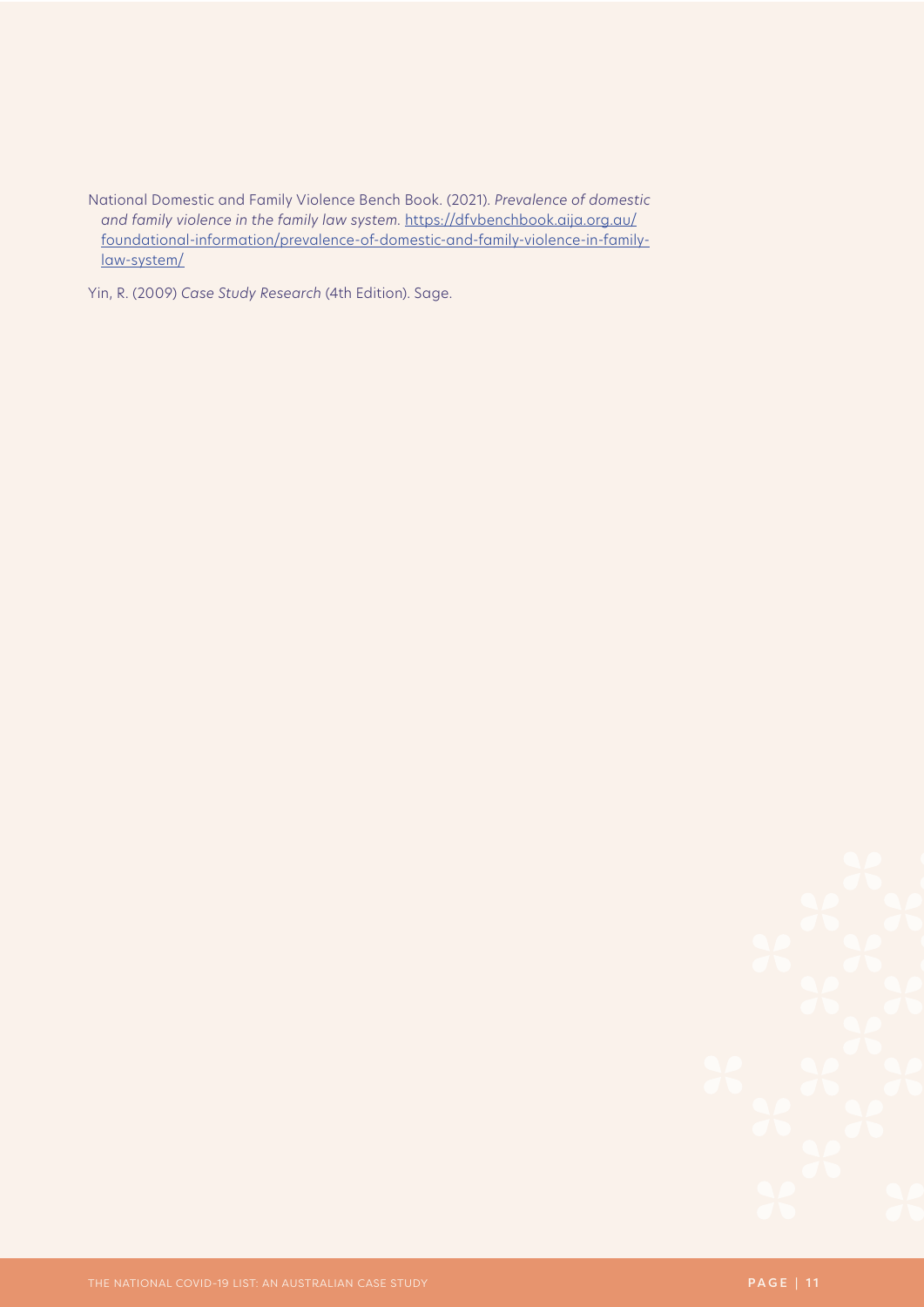National Domestic and Family Violence Bench Book. (2021). *Prevalence of domestic and family violence in the family law system.* https://dfvbenchbook.aija.org.au/foundational-information/prevalence-of-domestic-and-family-violence-in-family-law-system/

Yin, R. (2009) *Case Study Research* (4th Edition). Sage.